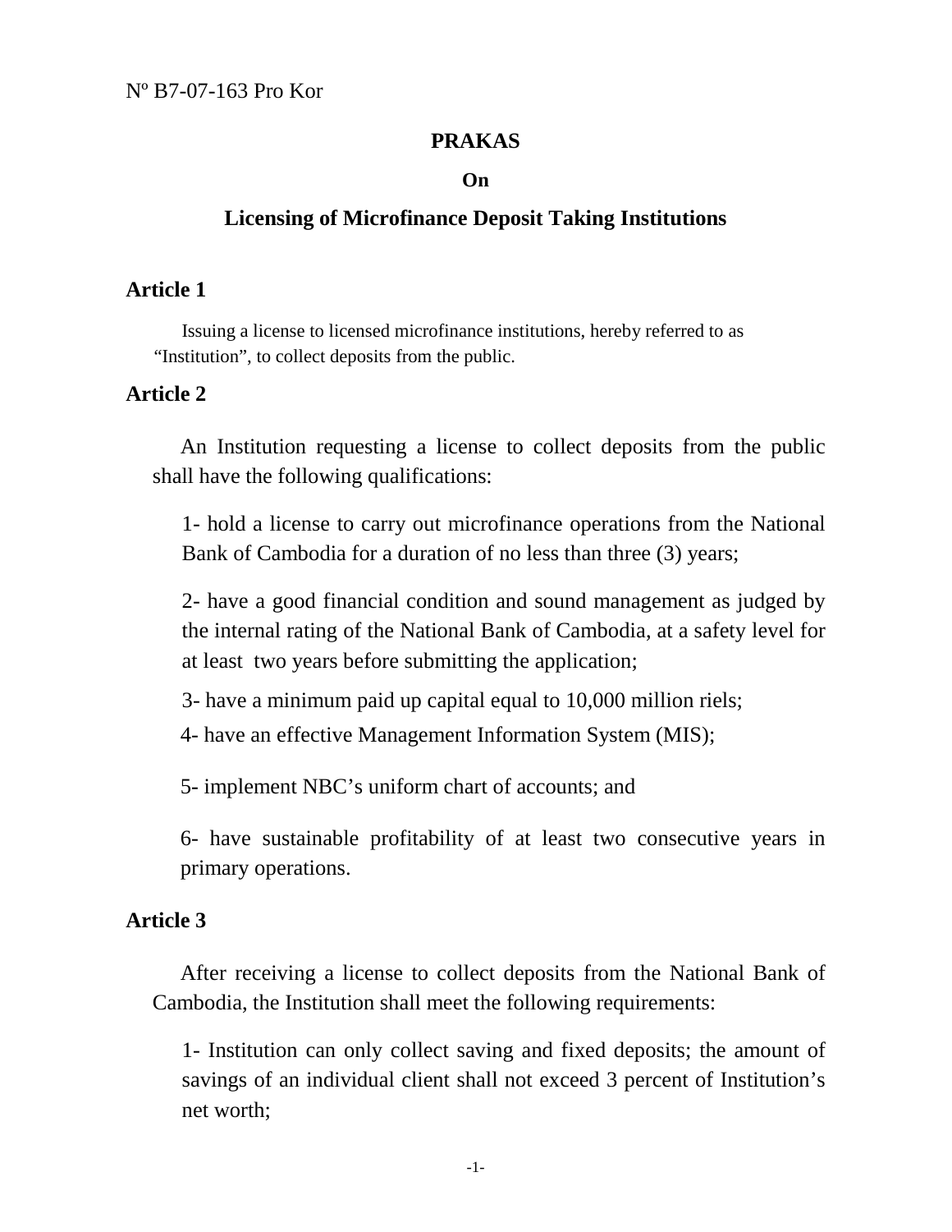Nº B7-07-163 Pro Kor

# PRAKAS

## On

## Licensing of Microfinance Deposit Taking Institutions

### Article 1

Issuing a license to licensed microfinance institutions, hereby referred to as "Institution", to collect deposits from the public.

### Article 2

An Institution requesting a license to collect deposits from the public shall have the following qualifications:

1- hold a license to carry out microfinance operations from the National Bank of Cambodia for a duration of no less than three (3) years;

2- have a good financial condition and sound management as judged by the internal rating of the National Bank of Cambodia, at a safety level for at least two years before submitting the application;

3- have a minimum paid up capital equal to 10,000 million riels;

4- have an effective Management Information System (MIS);

5- implement NBC's uniform chart of accounts; and

6- have sustainable profitability of at least two consecutive years in primary operations.

### Article 3

After receiving a license to collect deposits from the National Bank of Cambodia, the Institution shall meet the following requirements:

1- Institution can only collect saving and fixed deposits; the amount of savings of an individual client shall not exceed 3 percent of Institution's net worth;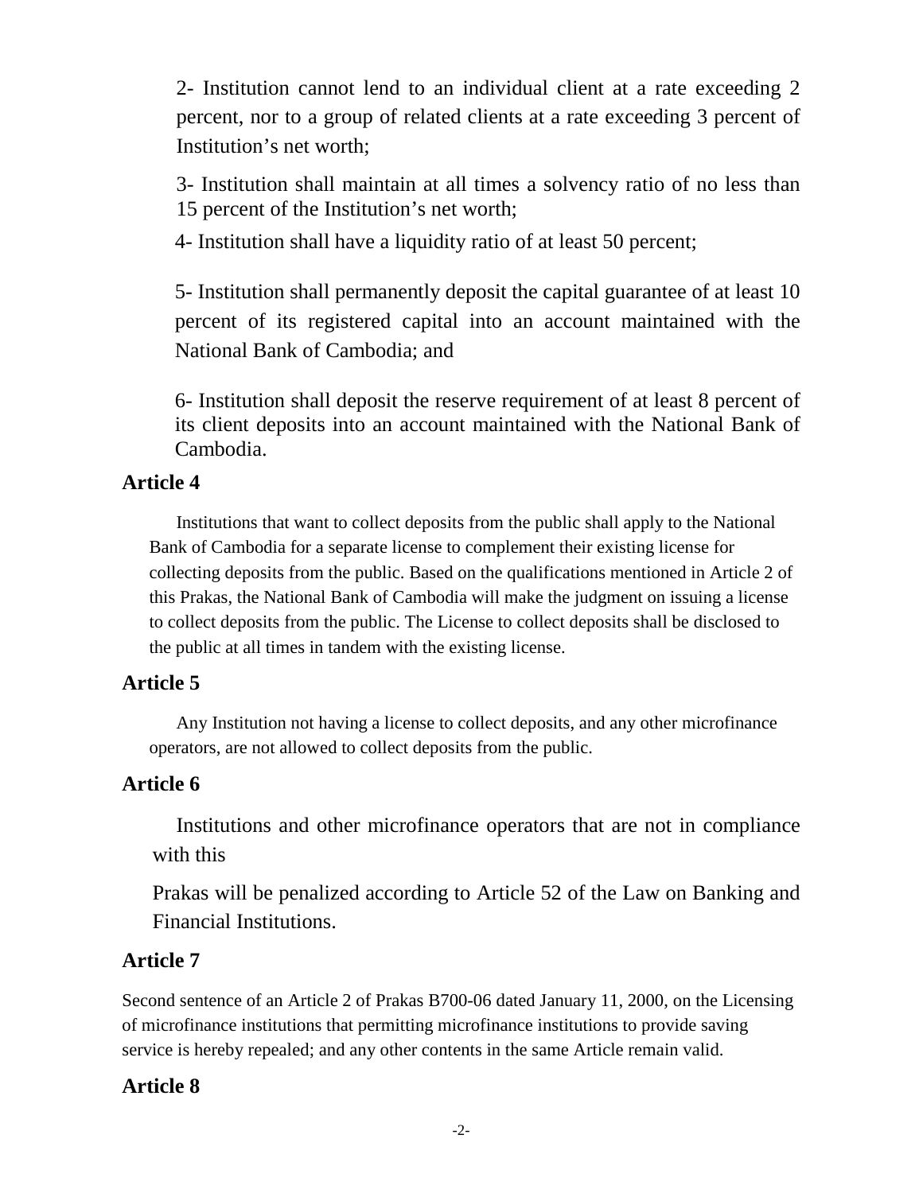2- Institution cannot lend to an individual client at a rate exceeding 2 percent, nor to a group of related clients at a rate exceeding 3 percent of Institution's net worth;

3- Institution shall maintain at all times a solvency ratio of no less than 15 percent of the Institution's net worth;

4- Institution shall have a liquidity ratio of at least 50 percent;

5- Institution shall permanently deposit the capital guarantee of at least 10 percent of its registered capital into an account maintained with the National Bank of Cambodia; and

6- Institution shall deposit the reserve requirement of at least 8 percent of its client deposits into an account maintained with the National Bank of Cambodia.

## Article 4

Institutions that want to collect deposits from the public shall apply to the National Bank of Cambodia for a separate license to complement their existing license for collecting deposits from the public. Based on the qualifications mentioned in Article 2 of this Prakas, the National Bank of Cambodia will make the judgment on issuing a license to collect deposits from the public. The License to collect deposits shall be disclosed to the public at all times in tandem with the existing license.

## Article 5

Any Institution not having a license to collect deposits, and any other microfinance operators, are not allowed to collect deposits from the public.

## Article 6

Institutions and other microfinance operators that are not in compliance with this

Prakas will be penalized according to Article 52 of the Law on Banking and Financial Institutions.

## Article 7

Second sentence of an Article 2 of Prakas B700-06 dated January 11, 2000, on the Licensing of microfinance institutions that permitting microfinance institutions to provide saving service is hereby repealed; and any other contents in the same Article remain valid.

## Article 8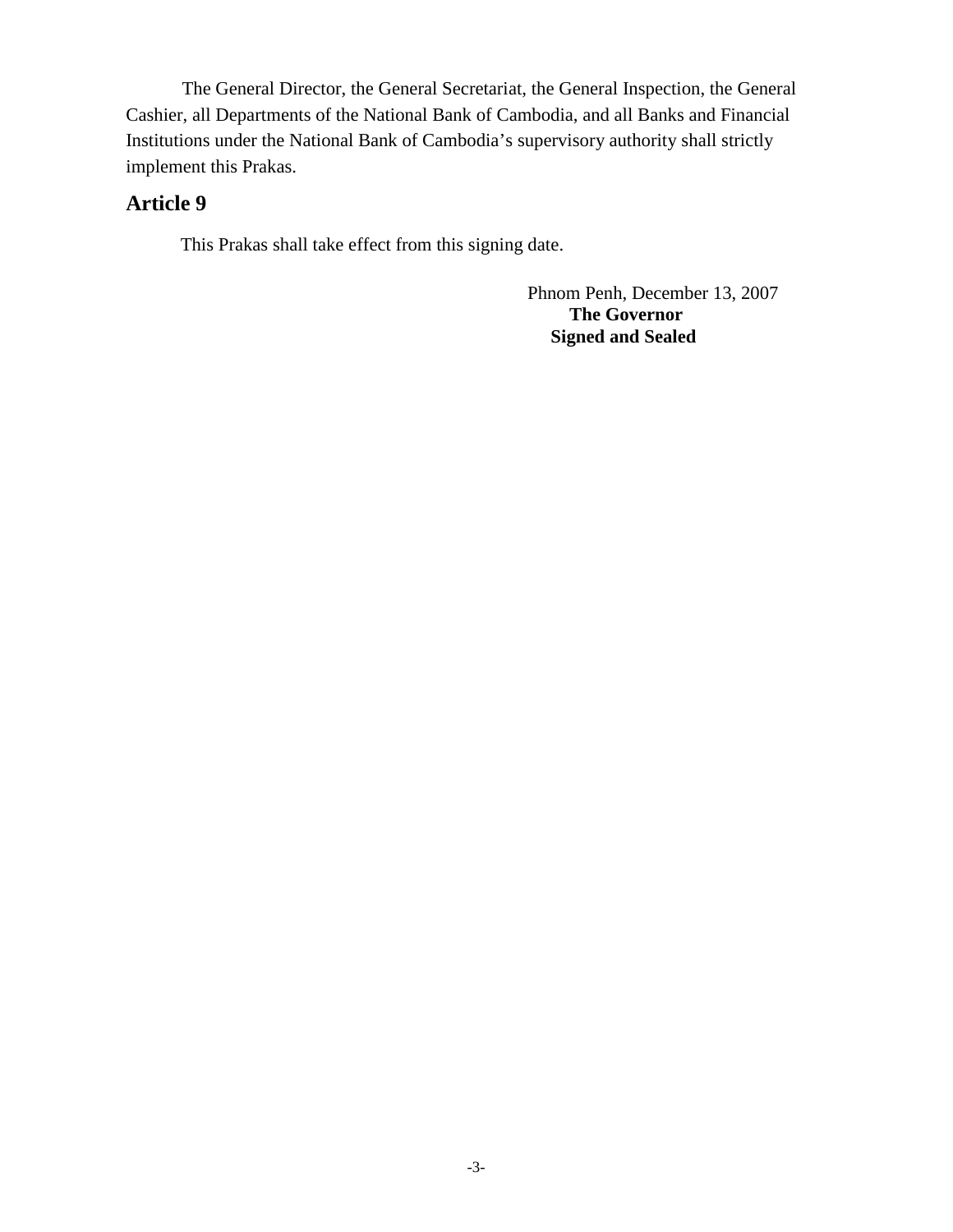The General Director, the General Secretariat, the General Inspection, the General Cashier, all Departments of the National Bank of Cambodia, and all Banks and Financial Institutions under the National Bank of Cambodia's supervisory authority shall strictly implement this Prakas.

## Article 9

This Prakas shall take effect from this signing date.

Phnom Penh, December 13, 2007

**The Governor**

**Signed and Sealed**